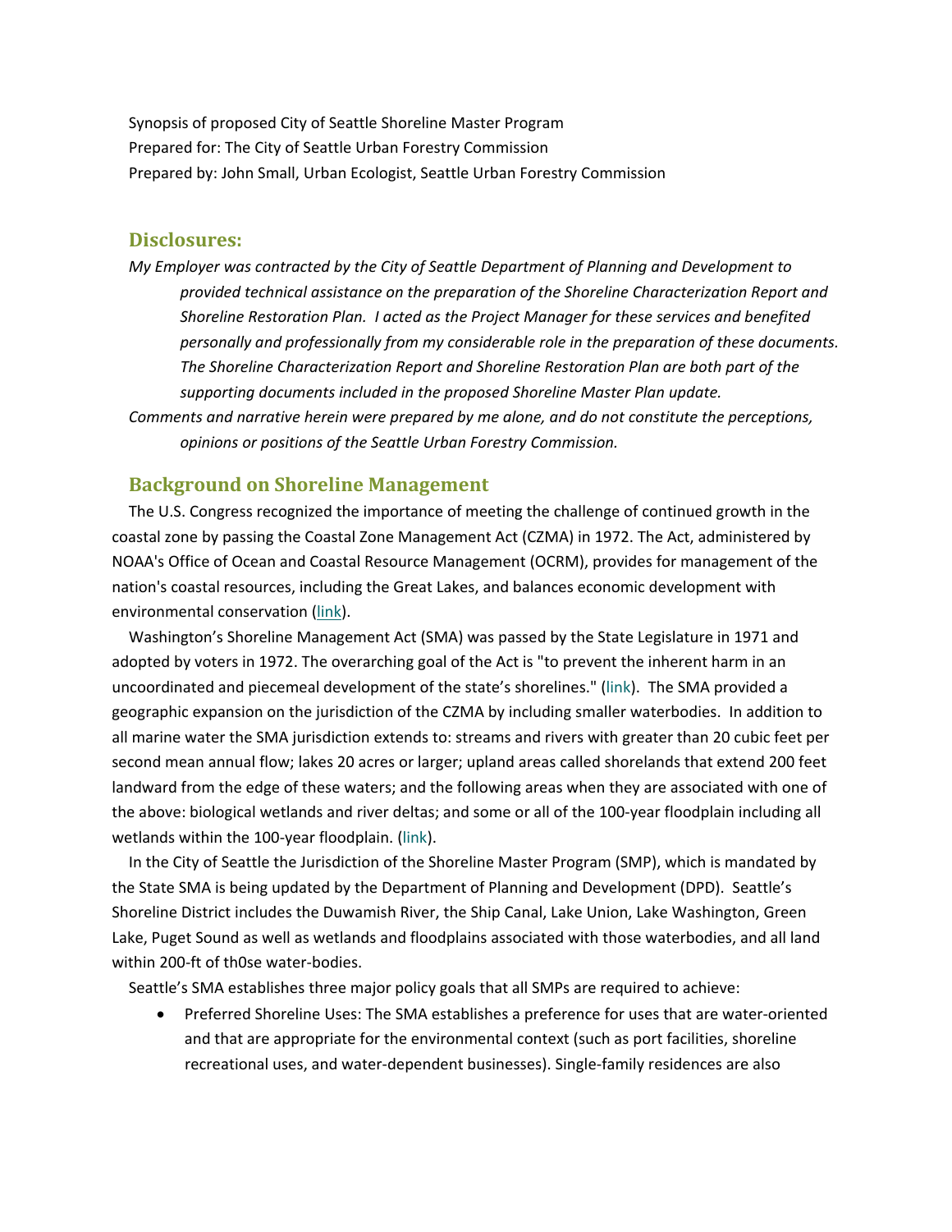Synopsis of proposed City of Seattle Shoreline Master Program
Prepared for: The City of Seattle Urban Forestry Commission
Prepared by: John Small, Urban Ecologist, Seattle Urban Forestry Commission

## Disclosures:

*My Employer was contracted by the City of Seattle Department of Planning and Development to provided technical assistance on the preparation of the Shoreline Characterization Report and Shoreline Restoration Plan. I acted as the Project Manager for these services and benefited personally and professionally from my considerable role in the preparation of these documents. The Shoreline Characterization Report and Shoreline Restoration Plan are both part of the supporting documents included in the proposed Shoreline Master Plan update.*

*Comments and narrative herein were prepared by me alone, and do not constitute the perceptions, opinions or positions of the Seattle Urban Forestry Commission.*

## Background on Shoreline Management

The U.S. Congress recognized the importance of meeting the challenge of continued growth in the coastal zone by passing the Coastal Zone Management Act (CZMA) in 1972. The Act, administered by NOAA's Office of Ocean and Coastal Resource Management (OCRM), provides for management of the nation's coastal resources, including the Great Lakes, and balances economic development with environmental conservation (link).

Washington's Shoreline Management Act (SMA) was passed by the State Legislature in 1971 and adopted by voters in 1972. The overarching goal of the Act is "to prevent the inherent harm in an uncoordinated and piecemeal development of the state's shorelines." (link). The SMA provided a geographic expansion on the jurisdiction of the CZMA by including smaller waterbodies. In addition to all marine water the SMA jurisdiction extends to: streams and rivers with greater than 20 cubic feet per second mean annual flow; lakes 20 acres or larger; upland areas called shorelands that extend 200 feet landward from the edge of these waters; and the following areas when they are associated with one of the above: biological wetlands and river deltas; and some or all of the 100-year floodplain including all wetlands within the 100-year floodplain. (link).

In the City of Seattle the Jurisdiction of the Shoreline Master Program (SMP), which is mandated by the State SMA is being updated by the Department of Planning and Development (DPD). Seattle's Shoreline District includes the Duwamish River, the Ship Canal, Lake Union, Lake Washington, Green Lake, Puget Sound as well as wetlands and floodplains associated with those waterbodies, and all land within 200-ft of th0se water-bodies.

Seattle's SMA establishes three major policy goals that all SMPs are required to achieve:

- Preferred Shoreline Uses: The SMA establishes a preference for uses that are water-oriented and that are appropriate for the environmental context (such as port facilities, shoreline recreational uses, and water-dependent businesses). Single-family residences are also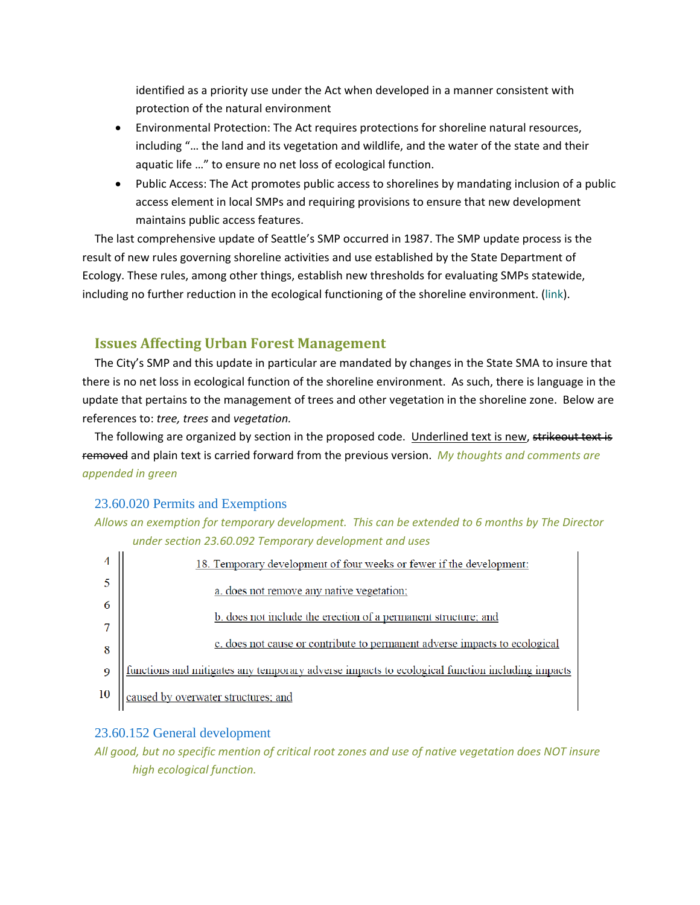identified as a priority use under the Act when developed in a manner consistent with protection of the natural environment

- Environmental Protection: The Act requires protections for shoreline natural resources, including "… the land and its vegetation and wildlife, and the water of the state and their aquatic life …" to ensure no net loss of ecological function.
- Public Access: The Act promotes public access to shorelines by mandating inclusion of a public access element in local SMPs and requiring provisions to ensure that new development maintains public access features.

The last comprehensive update of Seattle's SMP occurred in 1987. The SMP update process is the result of new rules governing shoreline activities and use established by the State Department of Ecology. These rules, among other things, establish new thresholds for evaluating SMPs statewide, including no further reduction in the ecological functioning of the shoreline environment. (link).

## Issues Affecting Urban Forest Management

The City's SMP and this update in particular are mandated by changes in the State SMA to insure that there is no net loss in ecological function of the shoreline environment. As such, there is language in the update that pertains to the management of trees and other vegetation in the shoreline zone. Below are references to: *tree, trees* and *vegetation.*

The following are organized by section in the proposed code. <u>Underlined text is new</u>, ~~strikeout text is removed~~ and plain text is carried forward from the previous version. *My thoughts and comments are appended in green*

### 23.60.020 Permits and Exemptions

*Allows an exemption for temporary development. This can be extended to 6 months by The Director under section 23.60.092 Temporary development and uses*

4 <u>18. Temporary development of four weeks or fewer if the development:</u>
5 <u>a. does not remove any native vegetation;</u>
6 <u>b. does not include the erection of a permanent structure; and</u>
7
8 <u>c. does not cause or contribute to permanent adverse impacts to ecological</u>
9 <u>functions and mitigates any temporary adverse impacts to ecological function including impacts</u>
10 <u>caused by overwater structures; and</u>

### 23.60.152 General development

*All good, but no specific mention of critical root zones and use of native vegetation does NOT insure high ecological function.*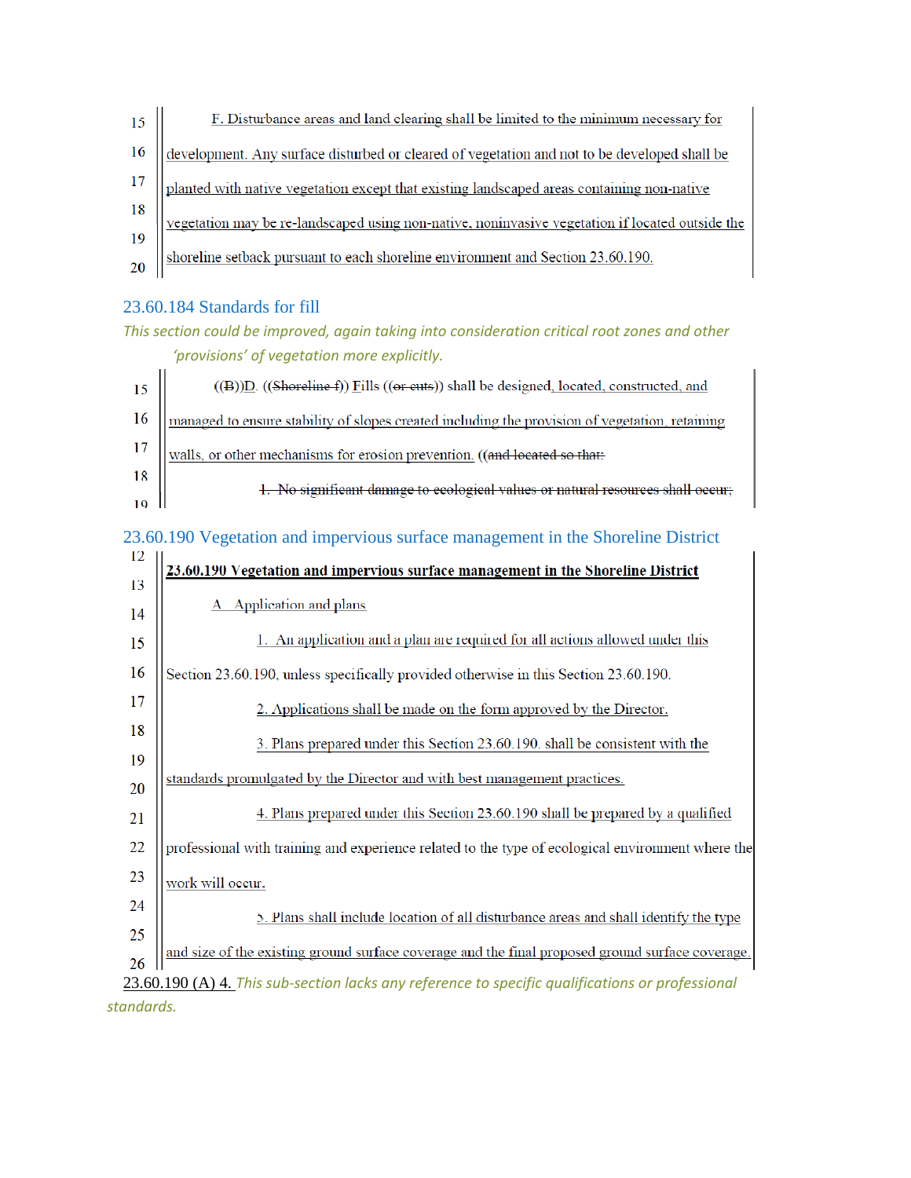F. Disturbance areas and land clearing shall be limited to the minimum necessary for development. Any surface disturbed or cleared of vegetation and not to be developed shall be planted with native vegetation except that existing landscaped areas containing non-native vegetation may be re-landscaped using non-native, noninvasive vegetation if located outside the shoreline setback pursuant to each shoreline environment and Section 23.60.190.

## 23.60.184 Standards for fill

*This section could be improved, again taking into consideration critical root zones and other 'provisions' of vegetation more explicitly.*

((~~B~~))D. ((~~Shoreline f~~)) Fills ((~~or cuts~~)) shall be designed, located, constructed, and managed to ensure stability of slopes created including the provision of vegetation, retaining walls, or other mechanisms for erosion prevention. ((~~and located so that:~~

~~1. No significant damage to ecological values or natural resources shall occur;~~

## 23.60.190 Vegetation and impervious surface management in the Shoreline District

**23.60.190 Vegetation and impervious surface management in the Shoreline District**

A. Application and plans

1. An application and a plan are required for all actions allowed under this Section 23.60.190, unless specifically provided otherwise in this Section 23.60.190.

2. Applications shall be made on the form approved by the Director.

3. Plans prepared under this Section 23.60.190. shall be consistent with the standards promulgated by the Director and with best management practices.

4. Plans prepared under this Section 23.60.190 shall be prepared by a qualified professional with training and experience related to the type of ecological environment where the work will occur.

5. Plans shall include location of all disturbance areas and shall identify the type and size of the existing ground surface coverage and the final proposed ground surface coverage.

23.60.190 (A) 4. *This sub-section lacks any reference to specific qualifications or professional standards.*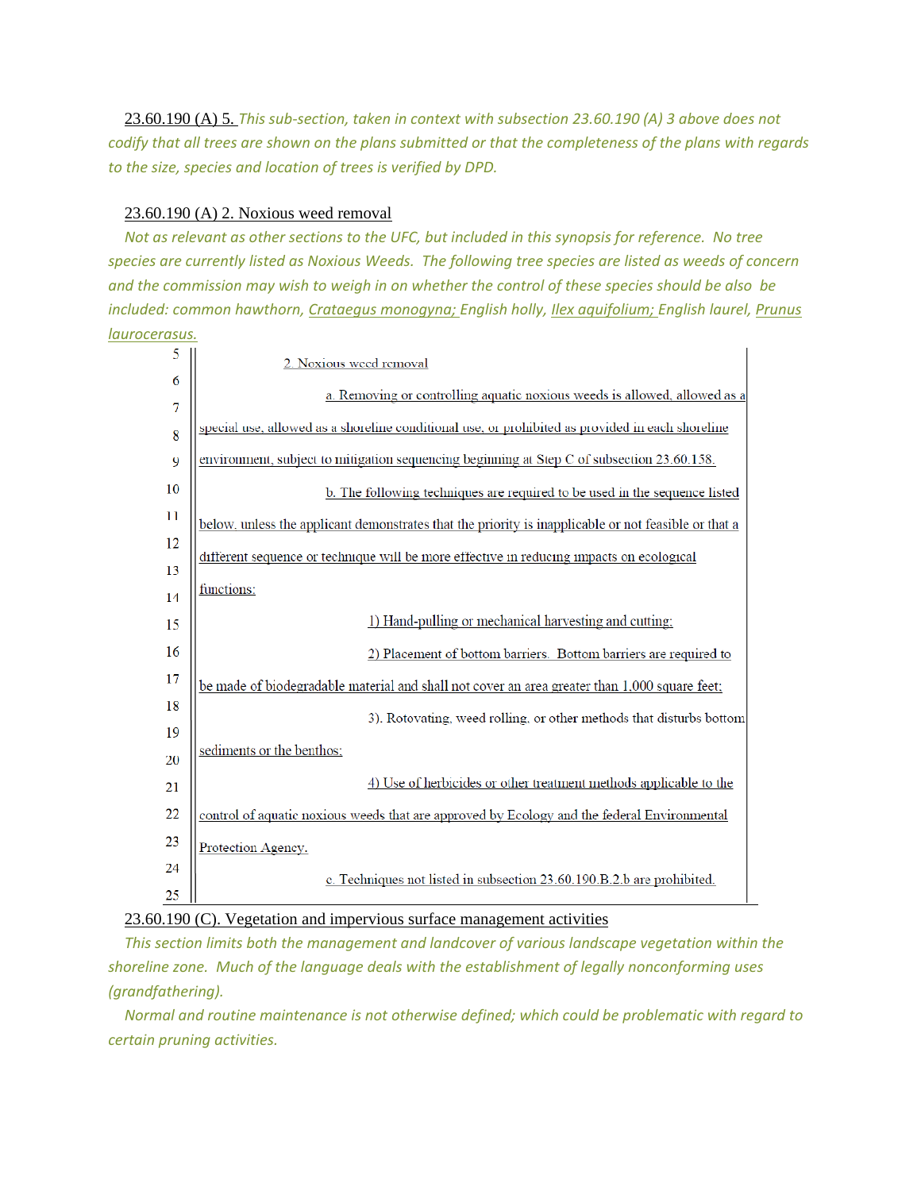23.60.190 (A) 5. *This sub-section, taken in context with subsection 23.60.190 (A) 3 above does not codify that all trees are shown on the plans submitted or that the completeness of the plans with regards to the size, species and location of trees is verified by DPD.*

23.60.190 (A) 2. Noxious weed removal

*Not as relevant as other sections to the UFC, but included in this synopsis for reference. No tree species are currently listed as Noxious Weeds. The following tree species are listed as weeds of concern and the commission may wish to weigh in on whether the control of these species should be also be included: common hawthorn, Crataegus monogyna; English holly, Ilex aquifolium; English laurel, Prunus laurocerasus.*

5 2. Noxious weed removal

6 a. Removing or controlling aquatic noxious weeds is allowed, allowed as a

7 special use, allowed as a shoreline conditional use, or prohibited as provided in each shoreline

8 environment, subject to mitigation sequencing beginning at Step C of subsection 23.60.158.

9 b. The following techniques are required to be used in the sequence listed

10 below, unless the applicant demonstrates that the priority is inapplicable or not feasible or that a

11 different sequence or technique will be more effective in reducing impacts on ecological

12 functions:

13 1) Hand-pulling or mechanical harvesting and cutting;

14 2) Placement of bottom barriers. Bottom barriers are required to

15 be made of biodegradable material and shall not cover an area greater than 1,000 square feet;

16 3). Rotovating, weed rolling, or other methods that disturbs bottom

17 sediments or the benthos;

18 4) Use of herbicides or other treatment methods applicable to the

19 control of aquatic noxious weeds that are approved by Ecology and the federal Environmental

20 Protection Agency.

21 c. Techniques not listed in subsection 23.60.190.B.2.b are prohibited.

23.60.190 (C). Vegetation and impervious surface management activities

*This section limits both the management and landcover of various landscape vegetation within the shoreline zone. Much of the language deals with the establishment of legally nonconforming uses (grandfathering).*

*Normal and routine maintenance is not otherwise defined; which could be problematic with regard to certain pruning activities.*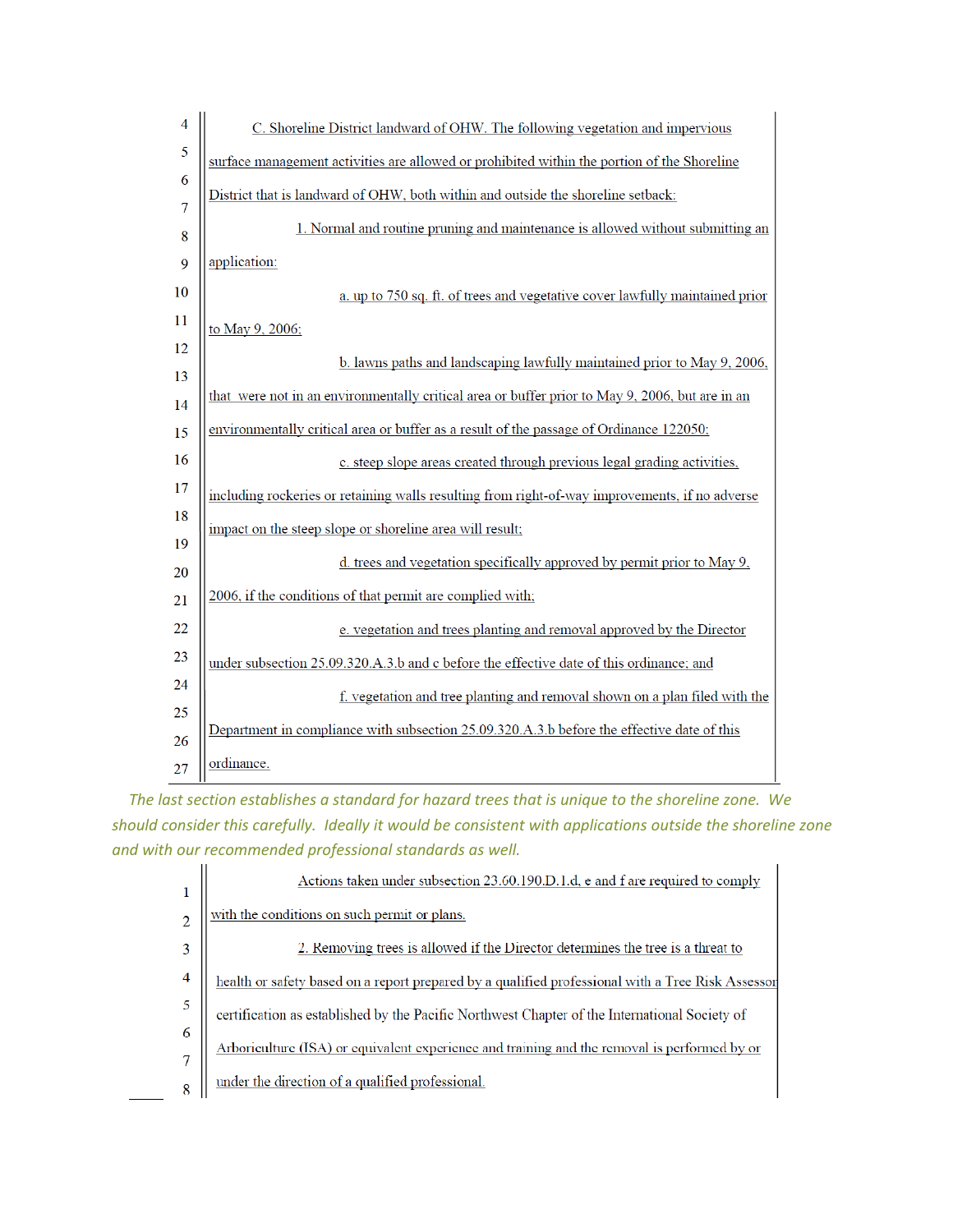C. Shoreline District landward of OHW. The following vegetation and impervious surface management activities are allowed or prohibited within the portion of the Shoreline District that is landward of OHW, both within and outside the shoreline setback:

1. Normal and routine pruning and maintenance is allowed without submitting an application:

a. up to 750 sq. ft. of trees and vegetative cover lawfully maintained prior to May 9, 2006;

b. lawns paths and landscaping lawfully maintained prior to May 9, 2006, that were not in an environmentally critical area or buffer prior to May 9, 2006, but are in an environmentally critical area or buffer as a result of the passage of Ordinance 122050;

c. steep slope areas created through previous legal grading activities, including rockeries or retaining walls resulting from right-of-way improvements, if no adverse impact on the steep slope or shoreline area will result;

d. trees and vegetation specifically approved by permit prior to May 9, 2006, if the conditions of that permit are complied with;

e. vegetation and trees planting and removal approved by the Director under subsection 25.09.320.A.3.b and c before the effective date of this ordinance; and

f. vegetation and tree planting and removal shown on a plan filed with the Department in compliance with subsection 25.09.320.A.3.b before the effective date of this ordinance.

*The last section establishes a standard for hazard trees that is unique to the shoreline zone. We should consider this carefully. Ideally it would be consistent with applications outside the shoreline zone and with our recommended professional standards as well.*

Actions taken under subsection 23.60.190.D.1.d, e and f are required to comply with the conditions on such permit or plans.

2. Removing trees is allowed if the Director determines the tree is a threat to health or safety based on a report prepared by a qualified professional with a Tree Risk Assessor certification as established by the Pacific Northwest Chapter of the International Society of Arboriculture (ISA) or equivalent experience and training and the removal is performed by or under the direction of a qualified professional.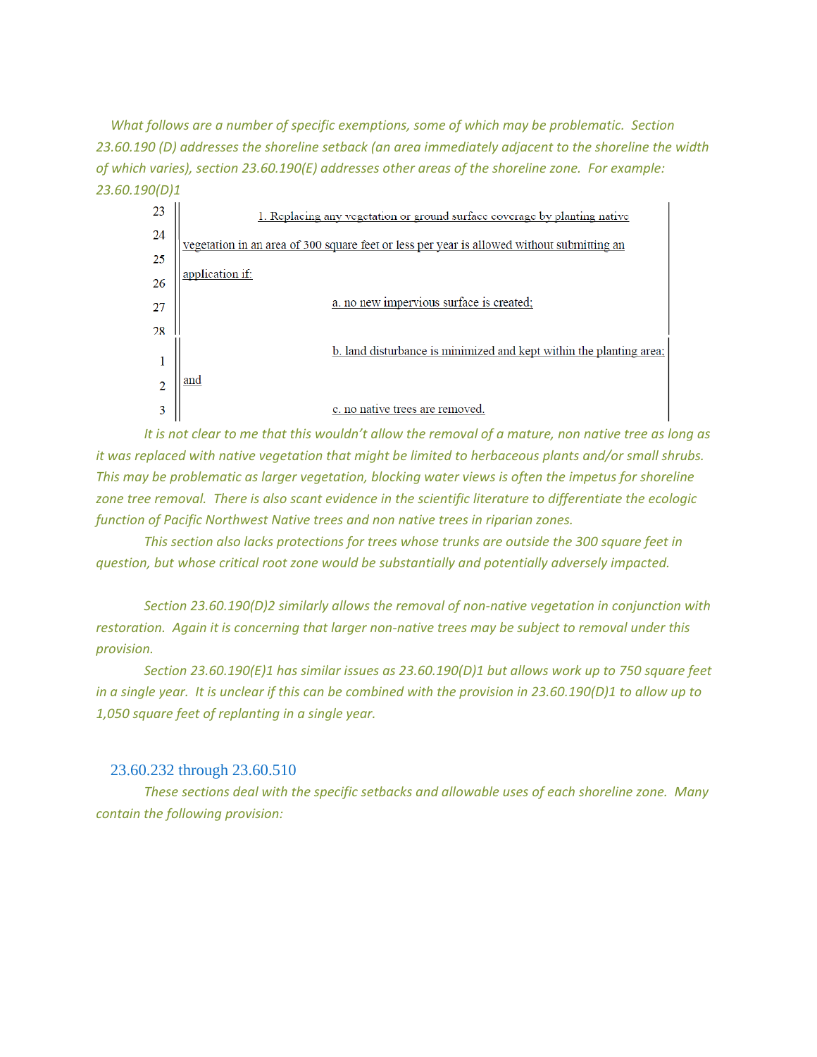*What follows are a number of specific exemptions, some of which may be problematic. Section 23.60.190 (D) addresses the shoreline setback (an area immediately adjacent to the shoreline the width of which varies), section 23.60.190(E) addresses other areas of the shoreline zone. For example: 23.60.190(D)1*

> 1. Replacing any vegetation or ground surface coverage by planting native vegetation in an area of 300 square feet or less per year is allowed without submitting an application if:
>
> a. no new impervious surface is created;
>
> b. land disturbance is minimized and kept within the planting area; and
>
> c. no native trees are removed.

*It is not clear to me that this wouldn't allow the removal of a mature, non native tree as long as it was replaced with native vegetation that might be limited to herbaceous plants and/or small shrubs. This may be problematic as larger vegetation, blocking water views is often the impetus for shoreline zone tree removal. There is also scant evidence in the scientific literature to differentiate the ecologic function of Pacific Northwest Native trees and non native trees in riparian zones.*

*This section also lacks protections for trees whose trunks are outside the 300 square feet in question, but whose critical root zone would be substantially and potentially adversely impacted.*

*Section 23.60.190(D)2 similarly allows the removal of non-native vegetation in conjunction with restoration. Again it is concerning that larger non-native trees may be subject to removal under this provision.*

*Section 23.60.190(E)1 has similar issues as 23.60.190(D)1 but allows work up to 750 square feet in a single year. It is unclear if this can be combined with the provision in 23.60.190(D)1 to allow up to 1,050 square feet of replanting in a single year.*

## 23.60.232 through 23.60.510

*These sections deal with the specific setbacks and allowable uses of each shoreline zone. Many contain the following provision:*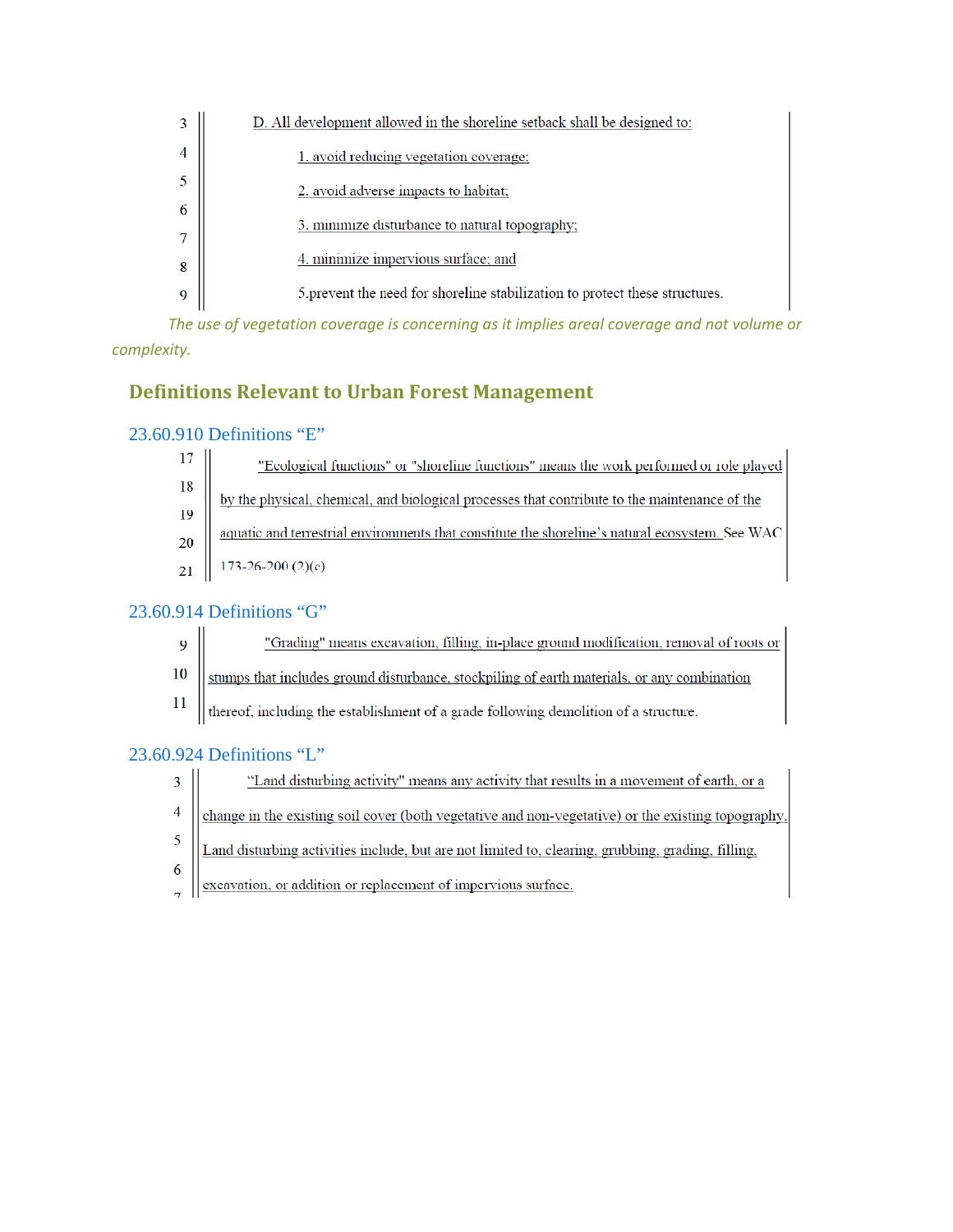D. All development allowed in the shoreline setback shall be designed to:

1. avoid reducing vegetation coverage;

2. avoid adverse impacts to habitat;

3. minimize disturbance to natural topography;

4. minimize impervious surface; and

5.prevent the need for shoreline stabilization to protect these structures.

*The use of vegetation coverage is concerning as it implies areal coverage and not volume or complexity.*

## Definitions Relevant to Urban Forest Management

### 23.60.910 Definitions "E"

"Ecological functions" or "shoreline functions" means the work performed or role played by the physical, chemical, and biological processes that contribute to the maintenance of the aquatic and terrestrial environments that constitute the shoreline's natural ecosystem. See WAC 173-26-200 (2)(c)

### 23.60.914 Definitions "G"

"Grading" means excavation, filling, in-place ground modification, removal of roots or stumps that includes ground disturbance, stockpiling of earth materials, or any combination thereof, including the establishment of a grade following demolition of a structure.

### 23.60.924 Definitions "L"

"Land disturbing activity" means any activity that results in a movement of earth, or a change in the existing soil cover (both vegetative and non-vegetative) or the existing topography. Land disturbing activities include, but are not limited to, clearing, grubbing, grading, filling, excavation, or addition or replacement of impervious surface.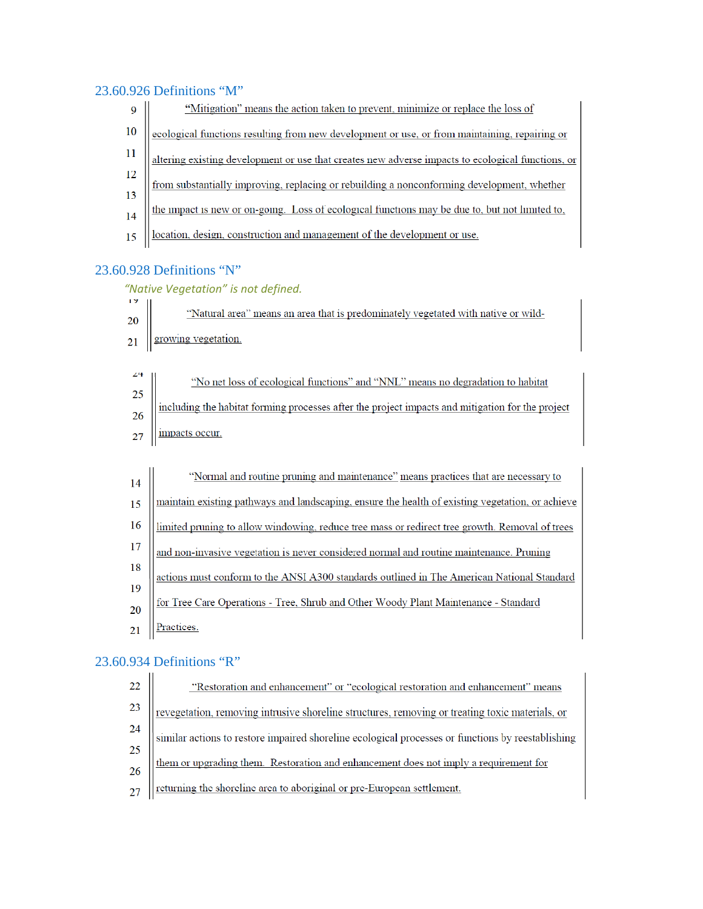## 23.60.926 Definitions "M"

"Mitigation" means the action taken to prevent, minimize or replace the loss of ecological functions resulting from new development or use, or from maintaining, repairing or altering existing development or use that creates new adverse impacts to ecological functions, or from substantially improving, replacing or rebuilding a nonconforming development, whether the impact is new or on-going. Loss of ecological functions may be due to, but not limited to, location, design, construction and management of the development or use.

## 23.60.928 Definitions "N"

*"Native Vegetation" is not defined.*

"Natural area" means an area that is predominately vegetated with native or wild-growing vegetation.

"No net loss of ecological functions" and "NNL" means no degradation to habitat including the habitat forming processes after the project impacts and mitigation for the project impacts occur.

"Normal and routine pruning and maintenance" means practices that are necessary to maintain existing pathways and landscaping, ensure the health of existing vegetation, or achieve limited pruning to allow windowing, reduce tree mass or redirect tree growth. Removal of trees and non-invasive vegetation is never considered normal and routine maintenance. Pruning actions must conform to the ANSI A300 standards outlined in The American National Standard for Tree Care Operations - Tree, Shrub and Other Woody Plant Maintenance - Standard Practices.

## 23.60.934 Definitions "R"

"Restoration and enhancement" or "ecological restoration and enhancement" means revegetation, removing intrusive shoreline structures, removing or treating toxic materials, or similar actions to restore impaired shoreline ecological processes or functions by reestablishing them or upgrading them. Restoration and enhancement does not imply a requirement for returning the shoreline area to aboriginal or pre-European settlement.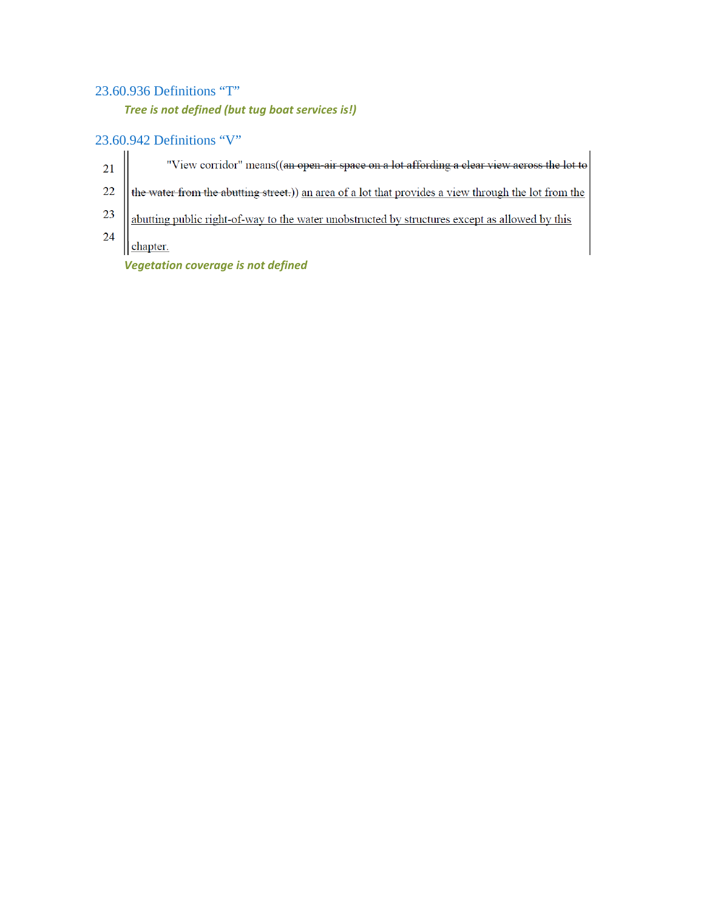## 23.60.936 Definitions "T"

***Tree is not defined (but tug boat services is!)***

## 23.60.942 Definitions "V"

21 "View corridor" means((~~an open-air space on a lot affording a clear view across the lot to~~

22 ~~the water from the abutting street.~~)) <u>an area of a lot that provides a view through the lot from the</u>

23 <u>abutting public right-of-way to the water unobstructed by structures except as allowed by this</u>

24 <u>chapter.</u>

***Vegetation coverage is not defined***